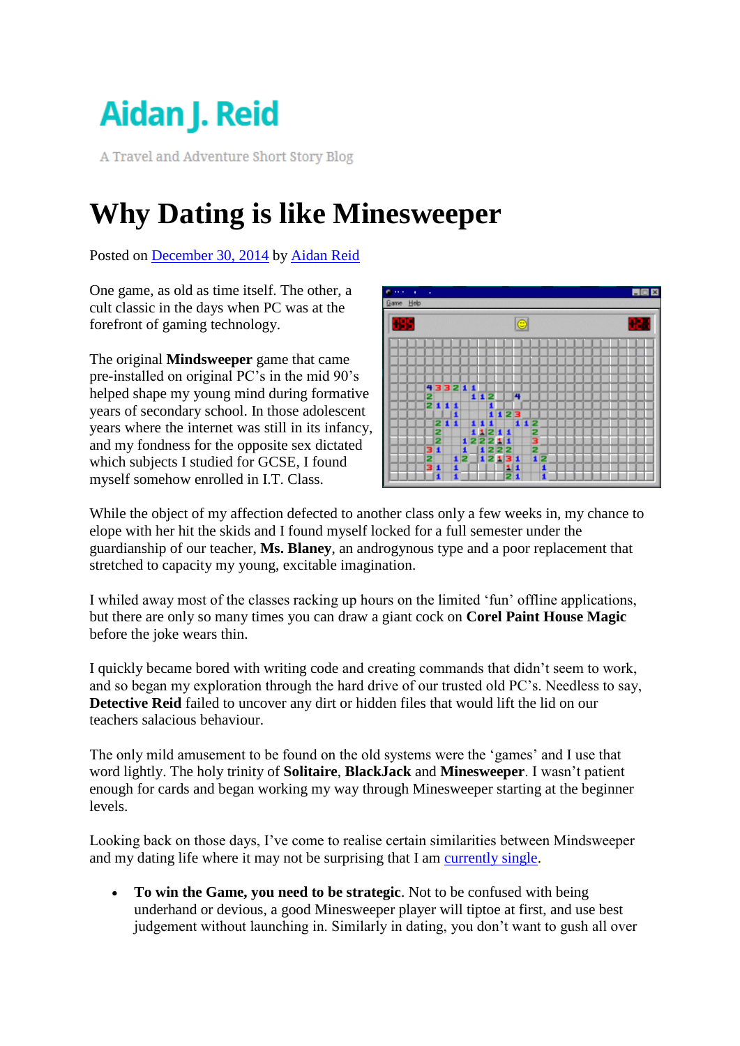# Aidan J. Reid

A Travel and Adventure Short Story Blog

# Why Dating is like Minesweeper

Posted on December 30, 2014 by Aidan Reid

One game, as old as time itself. The other, a cult classic in the days when PC was at the forefront of gaming technology.

The original **Mindsweeper** game that came pre-installed on original PC's in the mid 90's helped shape my young mind during formative years of secondary school. In those adolescent years where the internet was still in its infancy, and my fondness for the opposite sex dictated which subjects I studied for GCSE, I found myself somehow enrolled in I.T. Class.

While the object of my affection defected to another class only a few weeks in, my chance to elope with her hit the skids and I found myself locked for a full semester under the guardianship of our teacher, **Ms. Blaney**, an androgynous type and a poor replacement that stretched to capacity my young, excitable imagination.

I whiled away most of the classes racking up hours on the limited 'fun' offline applications, but there are only so many times you can draw a giant cock on **Corel Paint House Magic** before the joke wears thin.

I quickly became bored with writing code and creating commands that didn't seem to work, and so began my exploration through the hard drive of our trusted old PC's. Needless to say, **Detective Reid** failed to uncover any dirt or hidden files that would lift the lid on our teachers salacious behaviour.

The only mild amusement to be found on the old systems were the 'games' and I use that word lightly. The holy trinity of **Solitaire**, **BlackJack** and **Minesweeper**. I wasn't patient enough for cards and began working my way through Minesweeper starting at the beginner levels.

Looking back on those days, I've come to realise certain similarities between Mindsweeper and my dating life where it may not be surprising that I am currently single.

- **To win the Game, you need to be strategic**. Not to be confused with being underhand or devious, a good Minesweeper player will tiptoe at first, and use best judgement without launching in. Similarly in dating, you don't want to gush all over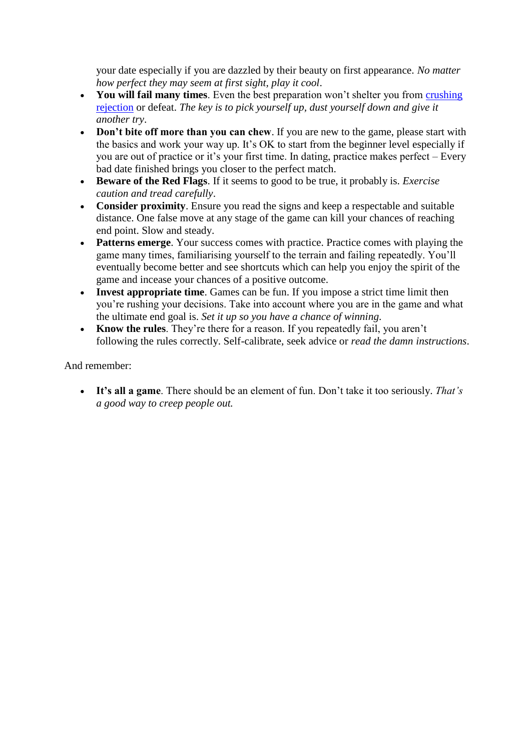your date especially if you are dazzled by their beauty on first appearance. *No matter how perfect they may seem at first sight, play it cool*.

- **You will fail many times**. Even the best preparation won't shelter you from crushing rejection or defeat. *The key is to pick yourself up, dust yourself down and give it another try*.
- **Don't bite off more than you can chew**. If you are new to the game, please start with the basics and work your way up. It's OK to start from the beginner level especially if you are out of practice or it's your first time. In dating, practice makes perfect – Every bad date finished brings you closer to the perfect match.
- **Beware of the Red Flags**. If it seems to good to be true, it probably is. *Exercise caution and tread carefully*.
- **Consider proximity**. Ensure you read the signs and keep a respectable and suitable distance. One false move at any stage of the game can kill your chances of reaching end point. Slow and steady.
- **Patterns emerge**. Your success comes with practice. Practice comes with playing the game many times, familiarising yourself to the terrain and failing repeatedly. You'll eventually become better and see shortcuts which can help you enjoy the spirit of the game and incease your chances of a positive outcome.
- **Invest appropriate time**. Games can be fun. If you impose a strict time limit then you're rushing your decisions. Take into account where you are in the game and what the ultimate end goal is. *Set it up so you have a chance of winning*.
- **Know the rules**. They're there for a reason. If you repeatedly fail, you aren't following the rules correctly. Self-calibrate, seek advice or *read the damn instructions*.

And remember:

- **It's all a game**. There should be an element of fun. Don't take it too seriously. *That's a good way to creep people out.*